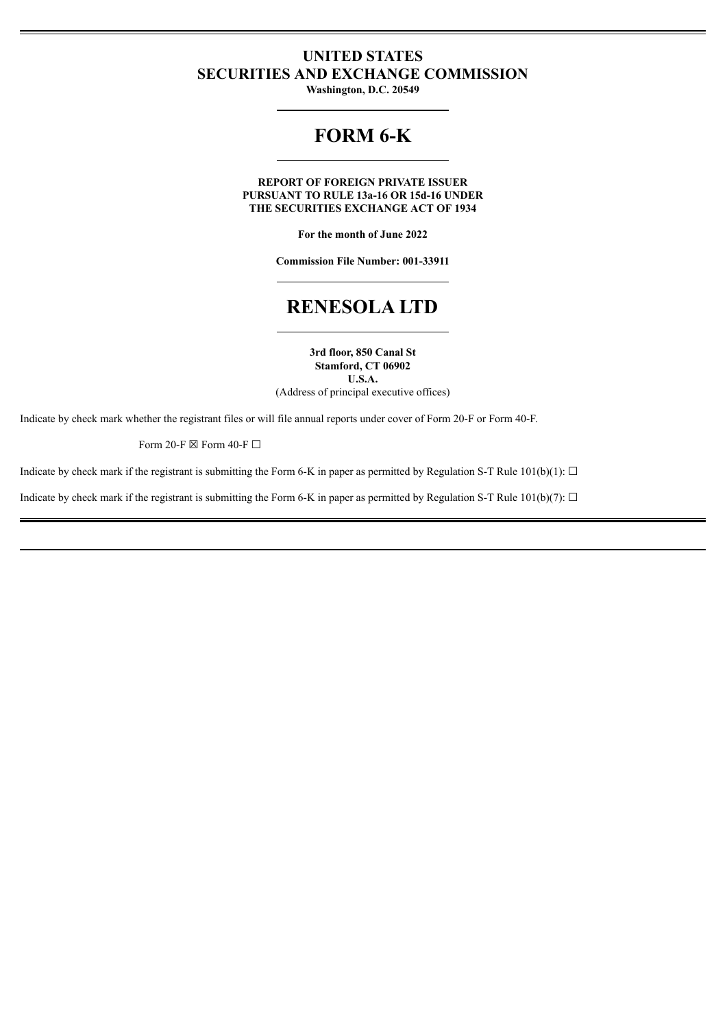# UNITED STATES
# SECURITIES AND EXCHANGE COMMISSION

**Washington, D.C. 20549**

# FORM 6-K

**REPORT OF FOREIGN PRIVATE ISSUER**
**PURSUANT TO RULE 13a-16 OR 15d-16 UNDER**
**THE SECURITIES EXCHANGE ACT OF 1934**

**For the month of June 2022**

**Commission File Number: 001-33911**

# RENESOLA LTD

**3rd floor, 850 Canal St**
**Stamford, CT 06902**
**U.S.A.**
(Address of principal executive offices)

Indicate by check mark whether the registrant files or will file annual reports under cover of Form 20-F or Form 40-F.

Form 20-F ☒ Form 40-F ☐

Indicate by check mark if the registrant is submitting the Form 6-K in paper as permitted by Regulation S-T Rule 101(b)(1): ☐

Indicate by check mark if the registrant is submitting the Form 6-K in paper as permitted by Regulation S-T Rule 101(b)(7): ☐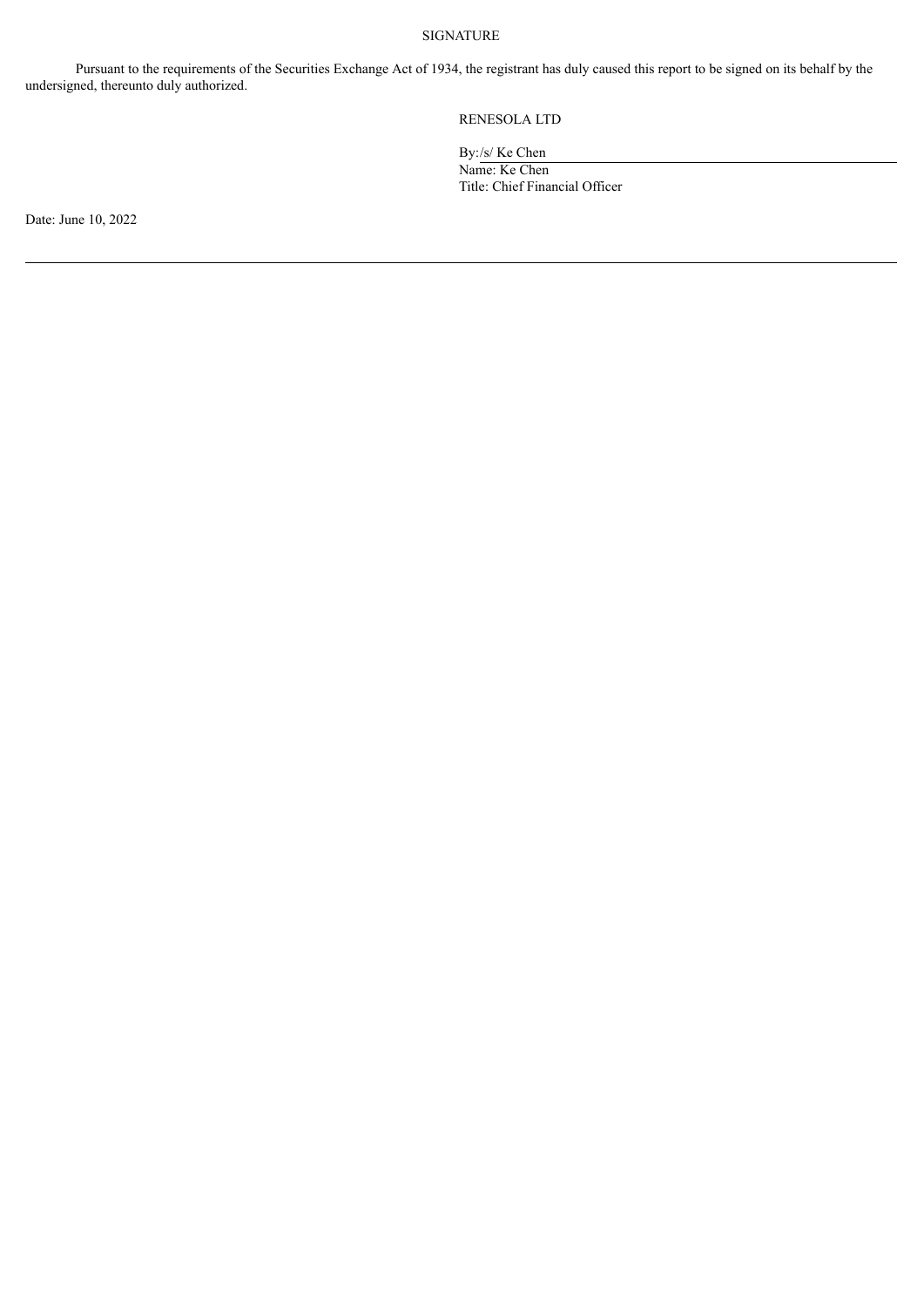SIGNATURE

Pursuant to the requirements of the Securities Exchange Act of 1934, the registrant has duly caused this report to be signed on its behalf by the undersigned, thereunto duly authorized.

RENESOLA LTD

By: /s/ Ke Chen

Name: Ke Chen

Title: Chief Financial Officer

Date: June 10, 2022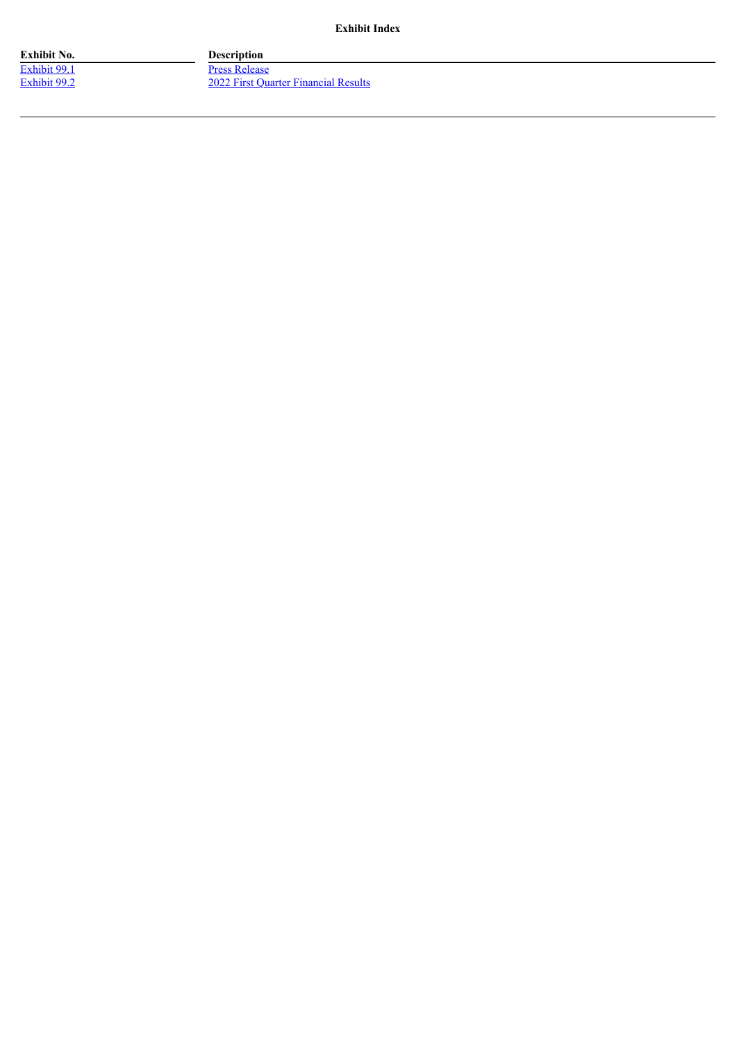**Exhibit Index**

| Exhibit No. | Description |
| --- | --- |
| Exhibit 99.1 | Press Release |
| Exhibit 99.2 | 2022 First Quarter Financial Results |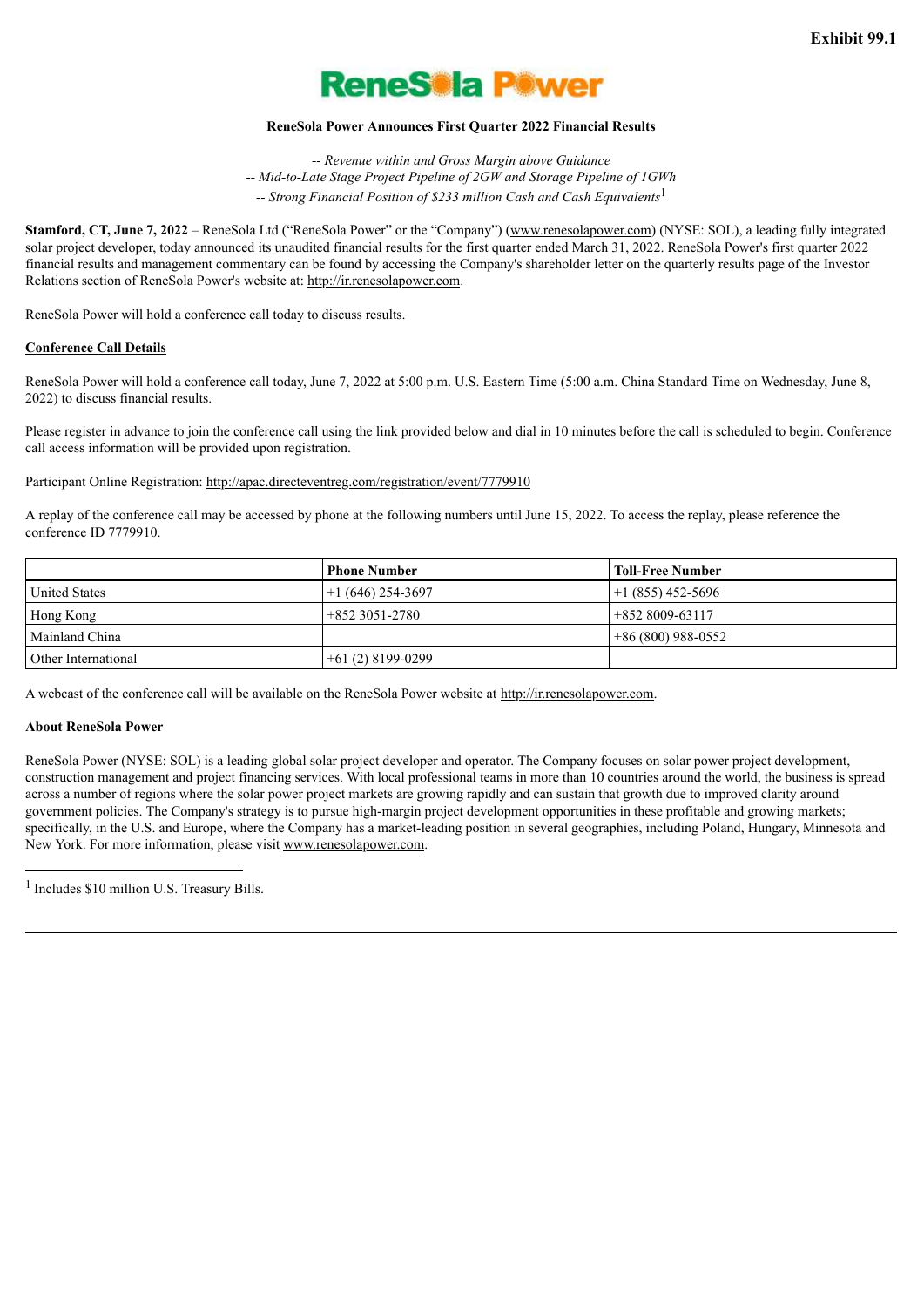**Exhibit 99.1**

**ReneSola Power**

**ReneSola Power Announces First Quarter 2022 Financial Results**

*-- Revenue within and Gross Margin above Guidance*
*-- Mid-to-Late Stage Project Pipeline of 2GW and Storage Pipeline of 1GWh*
*-- Strong Financial Position of $233 million Cash and Cash Equivalents*[1]

**Stamford, CT, June 7, 2022** – ReneSola Ltd ("ReneSola Power" or the "Company") (www.renesolapower.com) (NYSE: SOL), a leading fully integrated solar project developer, today announced its unaudited financial results for the first quarter ended March 31, 2022. ReneSola Power's first quarter 2022 financial results and management commentary can be found by accessing the Company's shareholder letter on the quarterly results page of the Investor Relations section of ReneSola Power's website at: http://ir.renesolapower.com.

ReneSola Power will hold a conference call today to discuss results.

**Conference Call Details**

ReneSola Power will hold a conference call today, June 7, 2022 at 5:00 p.m. U.S. Eastern Time (5:00 a.m. China Standard Time on Wednesday, June 8, 2022) to discuss financial results.

Please register in advance to join the conference call using the link provided below and dial in 10 minutes before the call is scheduled to begin. Conference call access information will be provided upon registration.

Participant Online Registration: http://apac.directeventreg.com/registration/event/7779910

A replay of the conference call may be accessed by phone at the following numbers until June 15, 2022. To access the replay, please reference the conference ID 7779910.

| | Phone Number | Toll-Free Number |
|---|---|---|
| United States | +1 (646) 254-3697 | +1 (855) 452-5696 |
| Hong Kong | +852 3051-2780 | +852 8009-63117 |
| Mainland China | | +86 (800) 988-0552 |
| Other International | +61 (2) 8199-0299 | |

A webcast of the conference call will be available on the ReneSola Power website at http://ir.renesolapower.com.

**About ReneSola Power**

ReneSola Power (NYSE: SOL) is a leading global solar project developer and operator. The Company focuses on solar power project development, construction management and project financing services. With local professional teams in more than 10 countries around the world, the business is spread across a number of regions where the solar power project markets are growing rapidly and can sustain that growth due to improved clarity around government policies. The Company's strategy is to pursue high-margin project development opportunities in these profitable and growing markets; specifically, in the U.S. and Europe, where the Company has a market-leading position in several geographies, including Poland, Hungary, Minnesota and New York. For more information, please visit www.renesolapower.com.

[1] Includes $10 million U.S. Treasury Bills.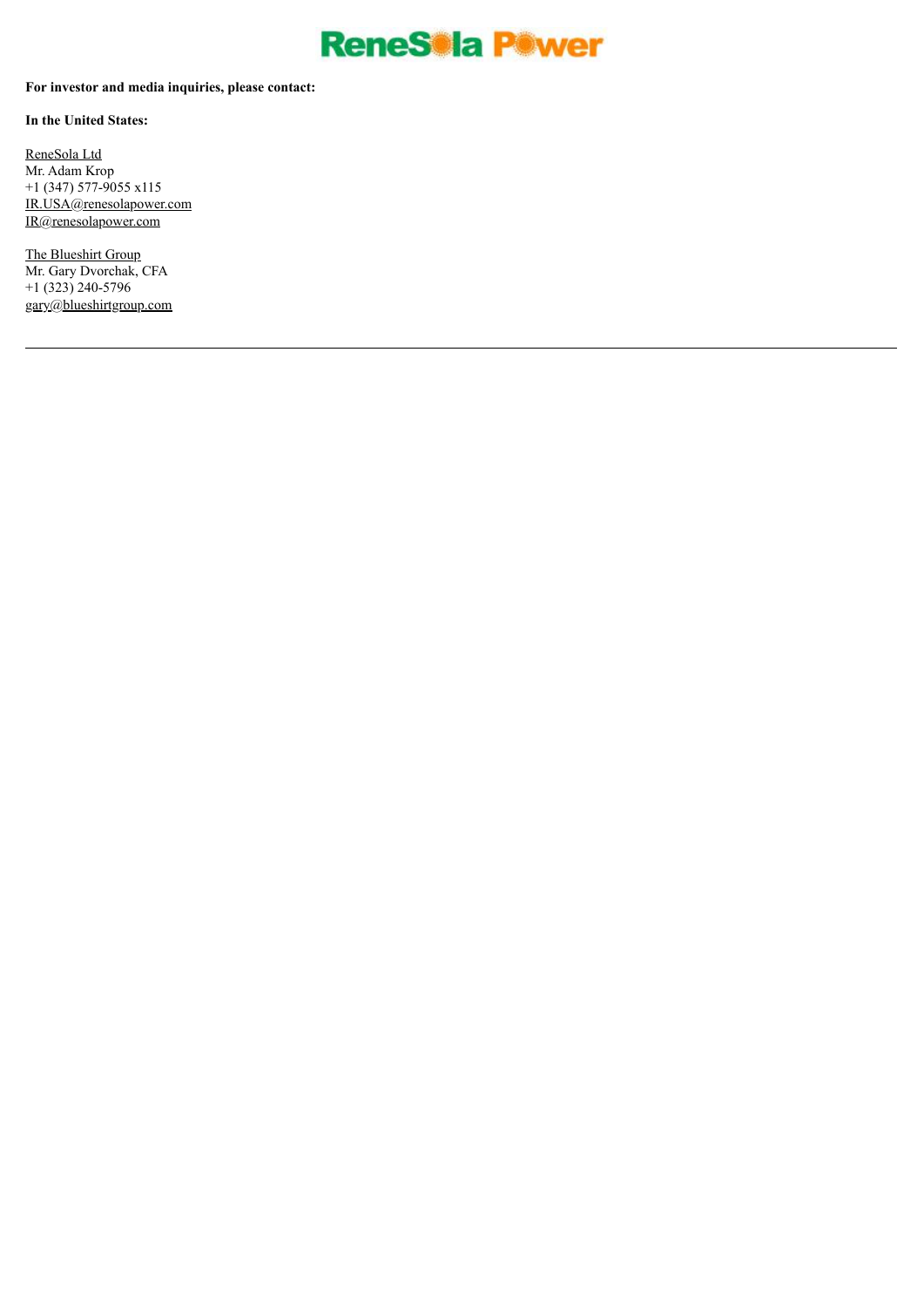ReneSola Power

**For investor and media inquiries, please contact:**

**In the United States:**

ReneSola Ltd
Mr. Adam Krop
+1 (347) 577-9055 x115
IR.USA@renesolapower.com
IR@renesolapower.com

The Blueshirt Group
Mr. Gary Dvorchak, CFA
+1 (323) 240-5796
gary@blueshirtgroup.com

---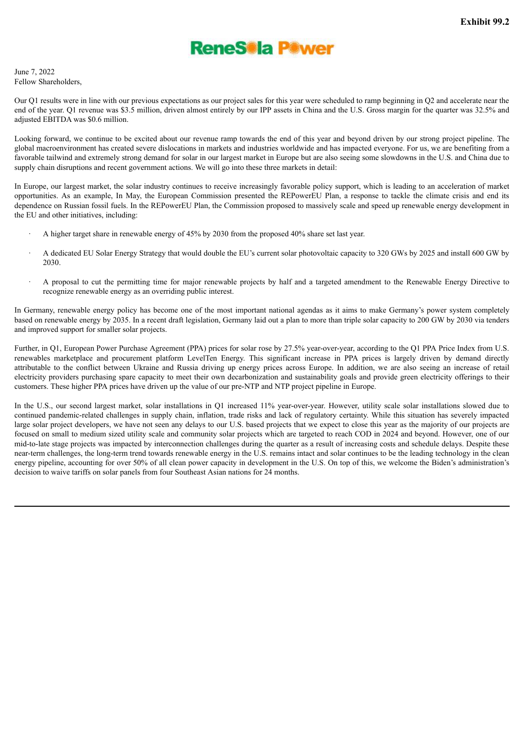**Exhibit 99.2**

**ReneSola Power**

June 7, 2022
Fellow Shareholders,

Our Q1 results were in line with our previous expectations as our project sales for this year were scheduled to ramp beginning in Q2 and accelerate near the end of the year. Q1 revenue was $3.5 million, driven almost entirely by our IPP assets in China and the U.S. Gross margin for the quarter was 32.5% and adjusted EBITDA was $0.6 million.

Looking forward, we continue to be excited about our revenue ramp towards the end of this year and beyond driven by our strong project pipeline. The global macroenvironment has created severe dislocations in markets and industries worldwide and has impacted everyone. For us, we are benefiting from a favorable tailwind and extremely strong demand for solar in our largest market in Europe but are also seeing some slowdowns in the U.S. and China due to supply chain disruptions and recent government actions. We will go into these three markets in detail:

In Europe, our largest market, the solar industry continues to receive increasingly favorable policy support, which is leading to an acceleration of market opportunities. As an example, In May, the European Commission presented the REPowerEU Plan, a response to tackle the climate crisis and end its dependence on Russian fossil fuels. In the REPowerEU Plan, the Commission proposed to massively scale and speed up renewable energy development in the EU and other initiatives, including:

- A higher target share in renewable energy of 45% by 2030 from the proposed 40% share set last year.
- A dedicated EU Solar Energy Strategy that would double the EU's current solar photovoltaic capacity to 320 GWs by 2025 and install 600 GW by 2030.
- A proposal to cut the permitting time for major renewable projects by half and a targeted amendment to the Renewable Energy Directive to recognize renewable energy as an overriding public interest.

In Germany, renewable energy policy has become one of the most important national agendas as it aims to make Germany's power system completely based on renewable energy by 2035. In a recent draft legislation, Germany laid out a plan to more than triple solar capacity to 200 GW by 2030 via tenders and improved support for smaller solar projects.

Further, in Q1, European Power Purchase Agreement (PPA) prices for solar rose by 27.5% year-over-year, according to the Q1 PPA Price Index from U.S. renewables marketplace and procurement platform LevelTen Energy. This significant increase in PPA prices is largely driven by demand directly attributable to the conflict between Ukraine and Russia driving up energy prices across Europe. In addition, we are also seeing an increase of retail electricity providers purchasing spare capacity to meet their own decarbonization and sustainability goals and provide green electricity offerings to their customers. These higher PPA prices have driven up the value of our pre-NTP and NTP project pipeline in Europe.

In the U.S., our second largest market, solar installations in Q1 increased 11% year-over-year. However, utility scale solar installations slowed due to continued pandemic-related challenges in supply chain, inflation, trade risks and lack of regulatory certainty. While this situation has severely impacted large solar project developers, we have not seen any delays to our U.S. based projects that we expect to close this year as the majority of our projects are focused on small to medium sized utility scale and community solar projects which are targeted to reach COD in 2024 and beyond. However, one of our mid-to-late stage projects was impacted by interconnection challenges during the quarter as a result of increasing costs and schedule delays. Despite these near-term challenges, the long-term trend towards renewable energy in the U.S. remains intact and solar continues to be the leading technology in the clean energy pipeline, accounting for over 50% of all clean power capacity in development in the U.S. On top of this, we welcome the Biden's administration's decision to waive tariffs on solar panels from four Southeast Asian nations for 24 months.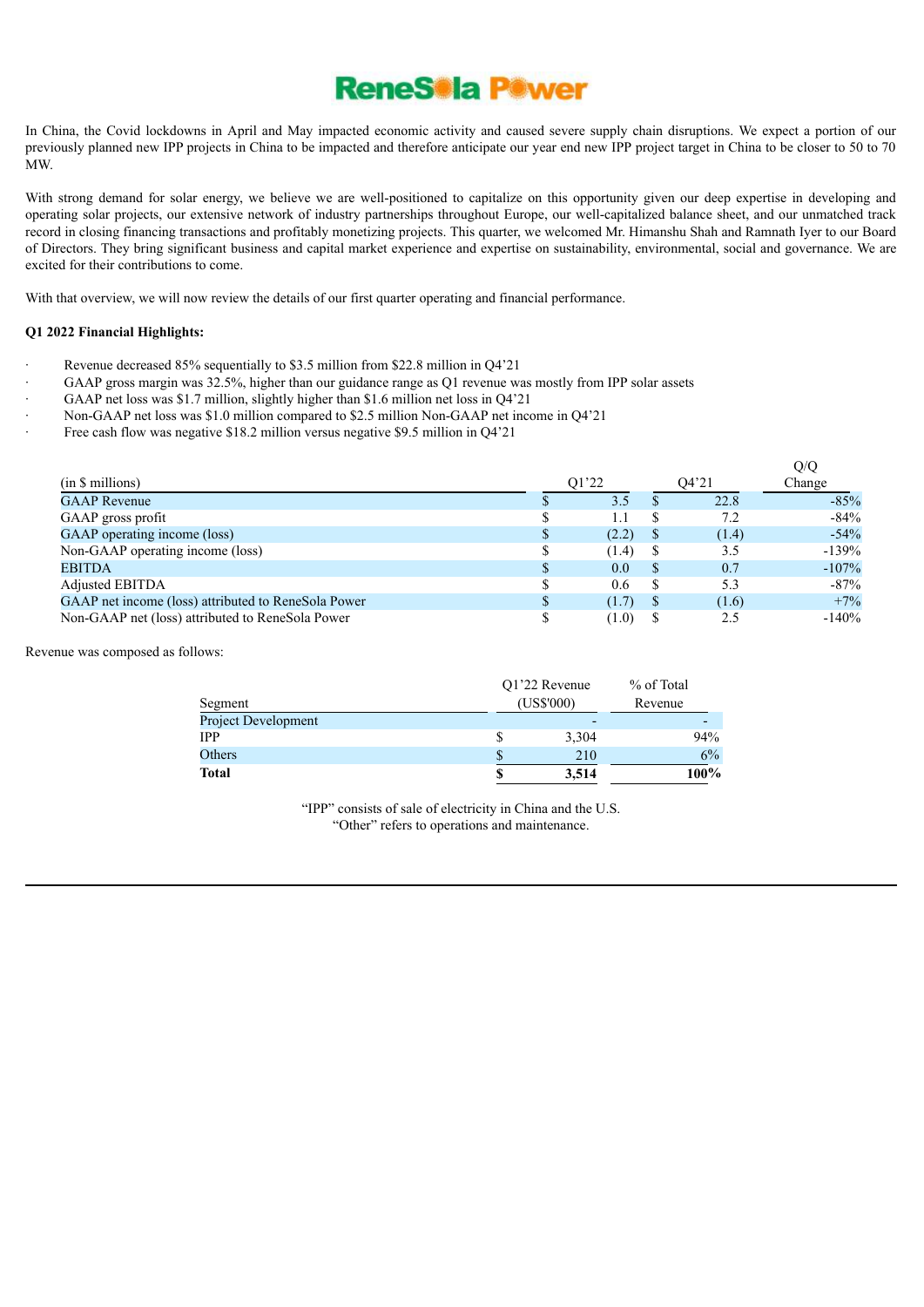In China, the Covid lockdowns in April and May impacted economic activity and caused severe supply chain disruptions. We expect a portion of our previously planned new IPP projects in China to be impacted and therefore anticipate our year end new IPP project target in China to be closer to 50 to 70 MW.

With strong demand for solar energy, we believe we are well-positioned to capitalize on this opportunity given our deep expertise in developing and operating solar projects, our extensive network of industry partnerships throughout Europe, our well-capitalized balance sheet, and our unmatched track record in closing financing transactions and profitably monetizing projects. This quarter, we welcomed Mr. Himanshu Shah and Ramnath Iyer to our Board of Directors. They bring significant business and capital market experience and expertise on sustainability, environmental, social and governance. We are excited for their contributions to come.

With that overview, we will now review the details of our first quarter operating and financial performance.

**Q1 2022 Financial Highlights:**

- Revenue decreased 85% sequentially to $3.5 million from $22.8 million in Q4'21
- GAAP gross margin was 32.5%, higher than our guidance range as Q1 revenue was mostly from IPP solar assets
- GAAP net loss was $1.7 million, slightly higher than $1.6 million net loss in Q4'21
- Non-GAAP net loss was $1.0 million compared to $2.5 million Non-GAAP net income in Q4'21
- Free cash flow was negative $18.2 million versus negative $9.5 million in Q4'21

| (in $ millions) | Q1'22 | Q4'21 | Q/Q Change |
|---|---|---|---|
| GAAP Revenue | $ 3.5 | $ 22.8 | -85% |
| GAAP gross profit | $ 1.1 | $ 7.2 | -84% |
| GAAP operating income (loss) | $ (2.2) | $ (1.4) | -54% |
| Non-GAAP operating income (loss) | $ (1.4) | $ 3.5 | -139% |
| EBITDA | $ 0.0 | $ 0.7 | -107% |
| Adjusted EBITDA | $ 0.6 | $ 5.3 | -87% |
| GAAP net income (loss) attributed to ReneSola Power | $ (1.7) | $ (1.6) | +7% |
| Non-GAAP net (loss) attributed to ReneSola Power | $ (1.0) | $ 2.5 | -140% |

Revenue was composed as follows:

| Segment | Q1'22 Revenue (US$'000) | % of Total Revenue |
|---|---|---|
| Project Development | - | - |
| IPP | $ 3,304 | 94% |
| Others | $ 210 | 6% |
| **Total** | **$ 3,514** | **100%** |

"IPP" consists of sale of electricity in China and the U.S.
"Other" refers to operations and maintenance.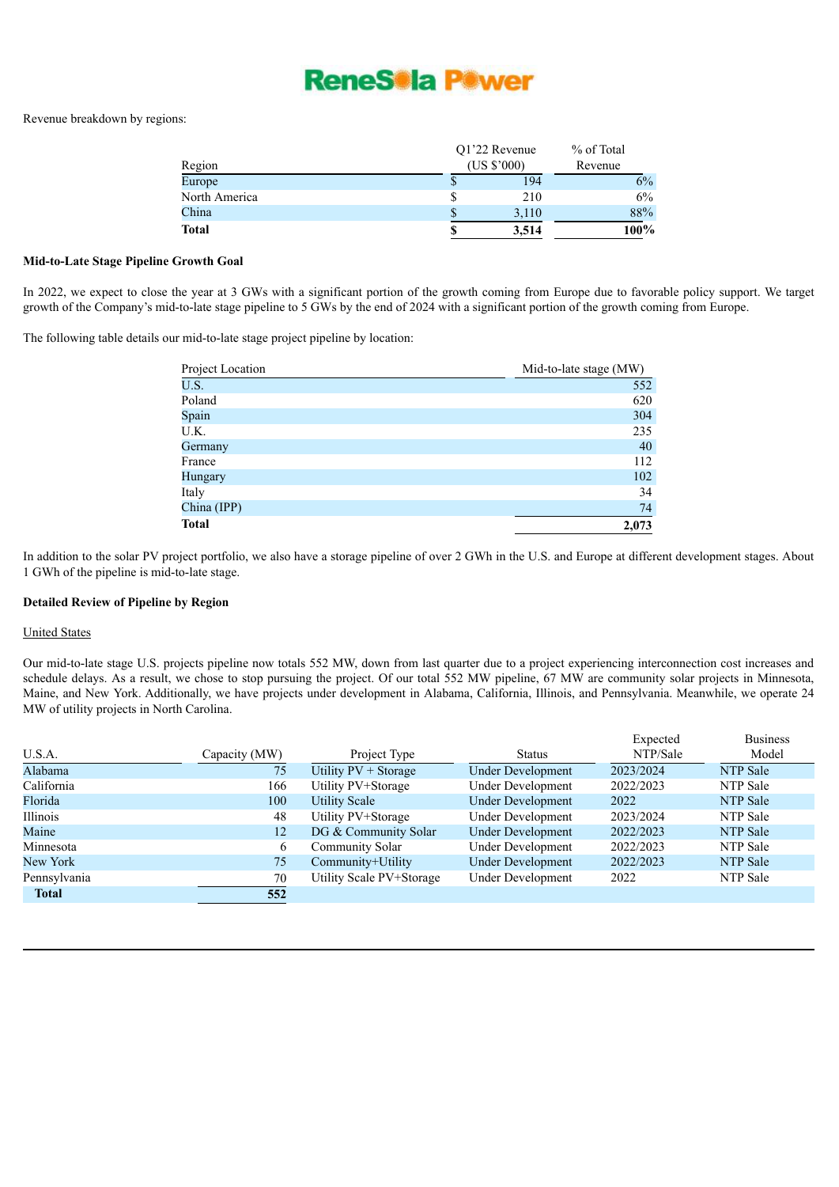Revenue breakdown by regions:

| Region | Q1'22 Revenue (US $'000) | % of Total Revenue |
|---|---|---|
| Europe | $ 194 | 6% |
| North America | $ 210 | 6% |
| China | $ 3,110 | 88% |
| **Total** | **$ 3,514** | **100%** |

**Mid-to-Late Stage Pipeline Growth Goal**

In 2022, we expect to close the year at 3 GWs with a significant portion of the growth coming from Europe due to favorable policy support. We target growth of the Company's mid-to-late stage pipeline to 5 GWs by the end of 2024 with a significant portion of the growth coming from Europe.

The following table details our mid-to-late stage project pipeline by location:

| Project Location | Mid-to-late stage (MW) |
|---|---|
| U.S. | 552 |
| Poland | 620 |
| Spain | 304 |
| U.K. | 235 |
| Germany | 40 |
| France | 112 |
| Hungary | 102 |
| Italy | 34 |
| China (IPP) | 74 |
| **Total** | **2,073** |

In addition to the solar PV project portfolio, we also have a storage pipeline of over 2 GWh in the U.S. and Europe at different development stages. About 1 GWh of the pipeline is mid-to-late stage.

**Detailed Review of Pipeline by Region**

United States

Our mid-to-late stage U.S. projects pipeline now totals 552 MW, down from last quarter due to a project experiencing interconnection cost increases and schedule delays. As a result, we chose to stop pursuing the project. Of our total 552 MW pipeline, 67 MW are community solar projects in Minnesota, Maine, and New York. Additionally, we have projects under development in Alabama, California, Illinois, and Pennsylvania. Meanwhile, we operate 24 MW of utility projects in North Carolina.

| U.S.A. | Capacity (MW) | Project Type | Status | Expected NTP/Sale | Business Model |
|---|---|---|---|---|---|
| Alabama | 75 | Utility PV + Storage | Under Development | 2023/2024 | NTP Sale |
| California | 166 | Utility PV+Storage | Under Development | 2022/2023 | NTP Sale |
| Florida | 100 | Utility Scale | Under Development | 2022 | NTP Sale |
| Illinois | 48 | Utility PV+Storage | Under Development | 2023/2024 | NTP Sale |
| Maine | 12 | DG & Community Solar | Under Development | 2022/2023 | NTP Sale |
| Minnesota | 6 | Community Solar | Under Development | 2022/2023 | NTP Sale |
| New York | 75 | Community+Utility | Under Development | 2022/2023 | NTP Sale |
| Pennsylvania | 70 | Utility Scale PV+Storage | Under Development | 2022 | NTP Sale |
| **Total** | **552** | | | | |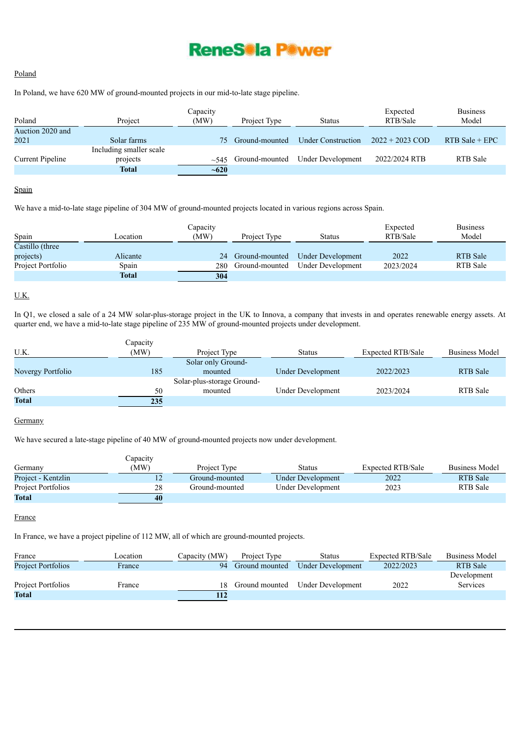## Poland

In Poland, we have 620 MW of ground-mounted projects in our mid-to-late stage pipeline.

| Poland | Project | Capacity (MW) | Project Type | Status | Expected RTB/Sale | Business Model |
|---|---|---|---|---|---|---|
| Auction 2020 and 2021 | Solar farms | 75 | Ground-mounted | Under Construction | 2022 + 2023 COD | RTB Sale + EPC |
| Current Pipeline | Including smaller scale projects | ~545 | Ground-mounted | Under Development | 2022/2024 RTB | RTB Sale |
| | **Total** | **~620** | | | | |

## Spain

We have a mid-to-late stage pipeline of 304 MW of ground-mounted projects located in various regions across Spain.

| Spain | Location | Capacity (MW) | Project Type | Status | Expected RTB/Sale | Business Model |
|---|---|---|---|---|---|---|
| Castillo (three projects) | Alicante | 24 | Ground-mounted | Under Development | 2022 | RTB Sale |
| Project Portfolio | Spain | 280 | Ground-mounted | Under Development | 2023/2024 | RTB Sale |
| | **Total** | **304** | | | | |

## U.K.

In Q1, we closed a sale of a 24 MW solar-plus-storage project in the UK to Innova, a company that invests in and operates renewable energy assets. At quarter end, we have a mid-to-late stage pipeline of 235 MW of ground-mounted projects under development.

| U.K. | Capacity (MW) | Project Type | Status | Expected RTB/Sale | Business Model |
|---|---|---|---|---|---|
| Novergy Portfolio | 185 | Solar only Ground-mounted | Under Development | 2022/2023 | RTB Sale |
| Others | 50 | Solar-plus-storage Ground-mounted | Under Development | 2023/2024 | RTB Sale |
| **Total** | **235** | | | | |

## Germany

We have secured a late-stage pipeline of 40 MW of ground-mounted projects now under development.

| Germany | Capacity (MW) | Project Type | Status | Expected RTB/Sale | Business Model |
|---|---|---|---|---|---|
| Project - Kentzlin | 12 | Ground-mounted | Under Development | 2022 | RTB Sale |
| Project Portfolios | 28 | Ground-mounted | Under Development | 2023 | RTB Sale |
| **Total** | **40** | | | | |

## France

In France, we have a project pipeline of 112 MW, all of which are ground-mounted projects.

| France | Location | Capacity (MW) | Project Type | Status | Expected RTB/Sale | Business Model |
|---|---|---|---|---|---|---|
| Project Portfolios | France | 94 | Ground mounted | Under Development | 2022/2023 | RTB Sale |
| Project Portfolios | France | 18 | Ground mounted | Under Development | 2022 | Development Services |
| **Total** | | **112** | | | | |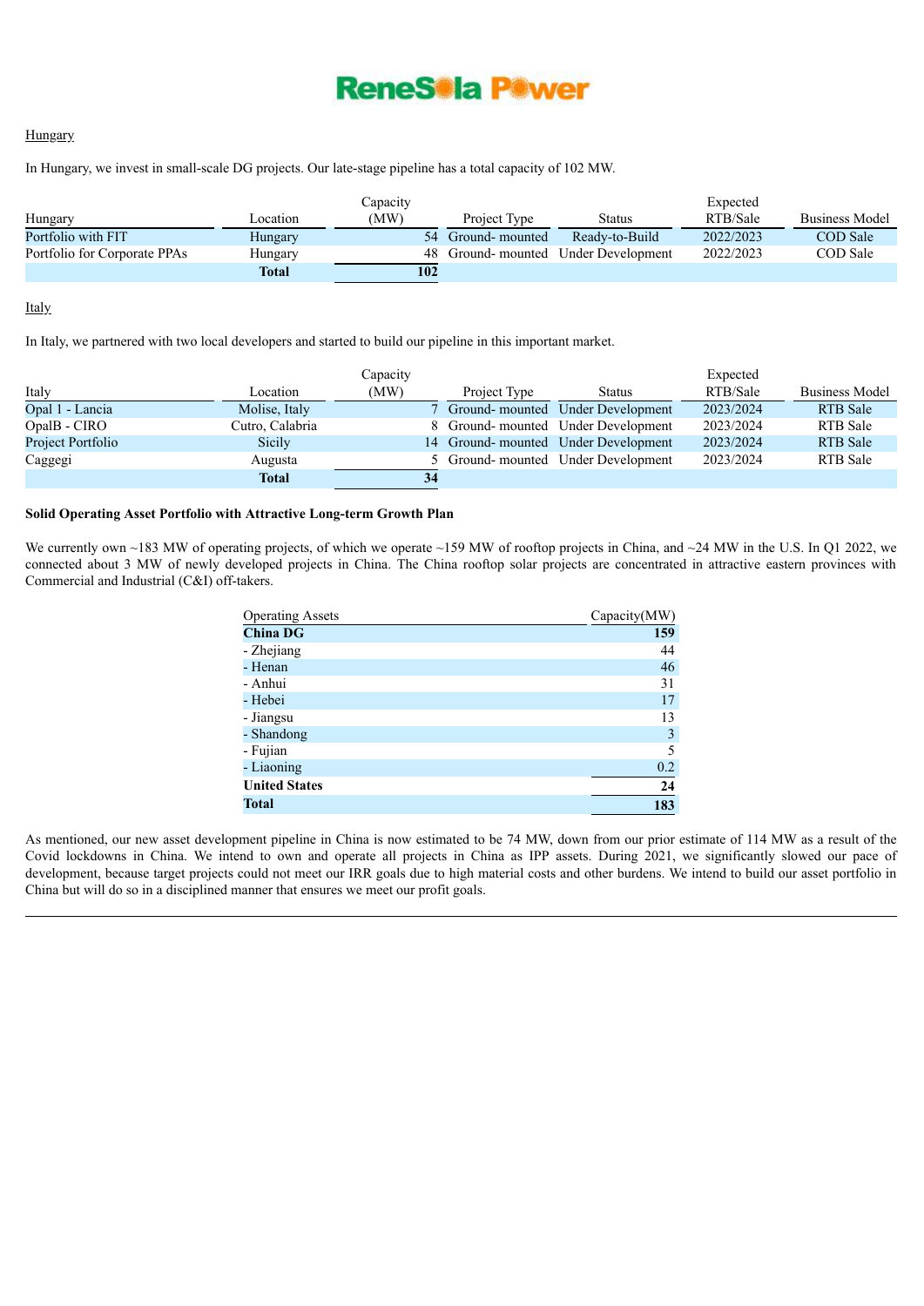Hungary

In Hungary, we invest in small-scale DG projects. Our late-stage pipeline has a total capacity of 102 MW.

| Hungary | Location | Capacity (MW) | Project Type | Status | Expected RTB/Sale | Business Model |
|---|---|---|---|---|---|---|
| Portfolio with FIT | Hungary | 54 | Ground- mounted | Ready-to-Build | 2022/2023 | COD Sale |
| Portfolio for Corporate PPAs | Hungary | 48 | Ground- mounted | Under Development | 2022/2023 | COD Sale |
| | **Total** | **102** | | | | |

Italy

In Italy, we partnered with two local developers and started to build our pipeline in this important market.

| Italy | Location | Capacity (MW) | Project Type | Status | Expected RTB/Sale | Business Model |
|---|---|---|---|---|---|---|
| Opal 1 - Lancia | Molise, Italy | 7 | Ground- mounted | Under Development | 2023/2024 | RTB Sale |
| OpalB - CIRO | Cutro, Calabria | 8 | Ground- mounted | Under Development | 2023/2024 | RTB Sale |
| Project Portfolio | Sicily | 14 | Ground- mounted | Under Development | 2023/2024 | RTB Sale |
| Caggegi | Augusta | 5 | Ground- mounted | Under Development | 2023/2024 | RTB Sale |
| | **Total** | **34** | | | | |

**Solid Operating Asset Portfolio with Attractive Long-term Growth Plan**

We currently own ~183 MW of operating projects, of which we operate ~159 MW of rooftop projects in China, and ~24 MW in the U.S. In Q1 2022, we connected about 3 MW of newly developed projects in China. The China rooftop solar projects are concentrated in attractive eastern provinces with Commercial and Industrial (C&I) off-takers.

| Operating Assets | Capacity(MW) |
|---|---|
| **China DG** | **159** |
| - Zhejiang | 44 |
| - Henan | 46 |
| - Anhui | 31 |
| - Hebei | 17 |
| - Jiangsu | 13 |
| - Shandong | 3 |
| - Fujian | 5 |
| - Liaoning | 0.2 |
| **United States** | **24** |
| **Total** | **183** |

As mentioned, our new asset development pipeline in China is now estimated to be 74 MW, down from our prior estimate of 114 MW as a result of the Covid lockdowns in China. We intend to own and operate all projects in China as IPP assets. During 2021, we significantly slowed our pace of development, because target projects could not meet our IRR goals due to high material costs and other burdens. We intend to build our asset portfolio in China but will do so in a disciplined manner that ensures we meet our profit goals.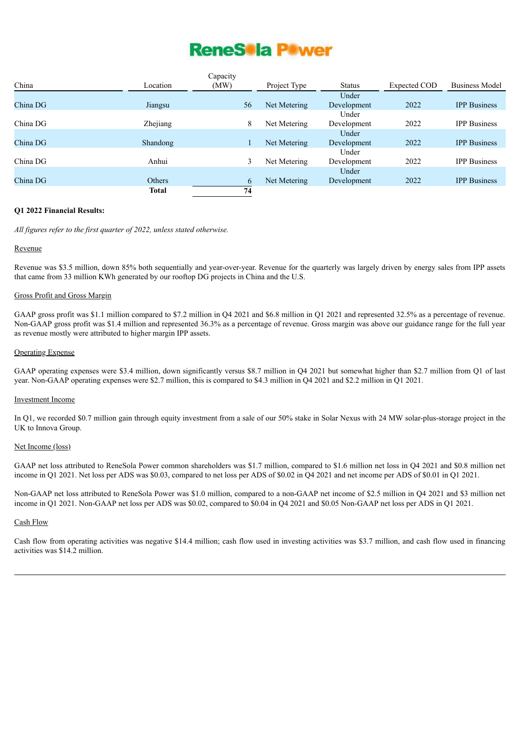| China | Location | Capacity (MW) | Project Type | Status | Expected COD | Business Model |
|---|---|---|---|---|---|---|
| China DG | Jiangsu | 56 | Net Metering | Under Development | 2022 | IPP Business |
| China DG | Zhejiang | 8 | Net Metering | Under Development | 2022 | IPP Business |
| China DG | Shandong | 1 | Net Metering | Under Development | 2022 | IPP Business |
| China DG | Anhui | 3 | Net Metering | Under Development | 2022 | IPP Business |
| China DG | Others | 6 | Net Metering | Under Development | 2022 | IPP Business |
| | **Total** | **74** | | | | |

**Q1 2022 Financial Results:**

*All figures refer to the first quarter of 2022, unless stated otherwise.*

Revenue

Revenue was $3.5 million, down 85% both sequentially and year-over-year. Revenue for the quarterly was largely driven by energy sales from IPP assets that came from 33 million KWh generated by our rooftop DG projects in China and the U.S.

Gross Profit and Gross Margin

GAAP gross profit was $1.1 million compared to $7.2 million in Q4 2021 and $6.8 million in Q1 2021 and represented 32.5% as a percentage of revenue. Non-GAAP gross profit was $1.4 million and represented 36.3% as a percentage of revenue. Gross margin was above our guidance range for the full year as revenue mostly were attributed to higher margin IPP assets.

Operating Expense

GAAP operating expenses were $3.4 million, down significantly versus $8.7 million in Q4 2021 but somewhat higher than $2.7 million from Q1 of last year. Non-GAAP operating expenses were $2.7 million, this is compared to $4.3 million in Q4 2021 and $2.2 million in Q1 2021.

Investment Income

In Q1, we recorded $0.7 million gain through equity investment from a sale of our 50% stake in Solar Nexus with 24 MW solar-plus-storage project in the UK to Innova Group.

Net Income (loss)

GAAP net loss attributed to ReneSola Power common shareholders was $1.7 million, compared to $1.6 million net loss in Q4 2021 and $0.8 million net income in Q1 2021. Net loss per ADS was $0.03, compared to net loss per ADS of $0.02 in Q4 2021 and net income per ADS of $0.01 in Q1 2021.

Non-GAAP net loss attributed to ReneSola Power was $1.0 million, compared to a non-GAAP net income of $2.5 million in Q4 2021 and $3 million net income in Q1 2021. Non-GAAP net loss per ADS was $0.02, compared to $0.04 in Q4 2021 and $0.05 Non-GAAP net loss per ADS in Q1 2021.

Cash Flow

Cash flow from operating activities was negative $14.4 million; cash flow used in investing activities was $3.7 million, and cash flow used in financing activities was $14.2 million.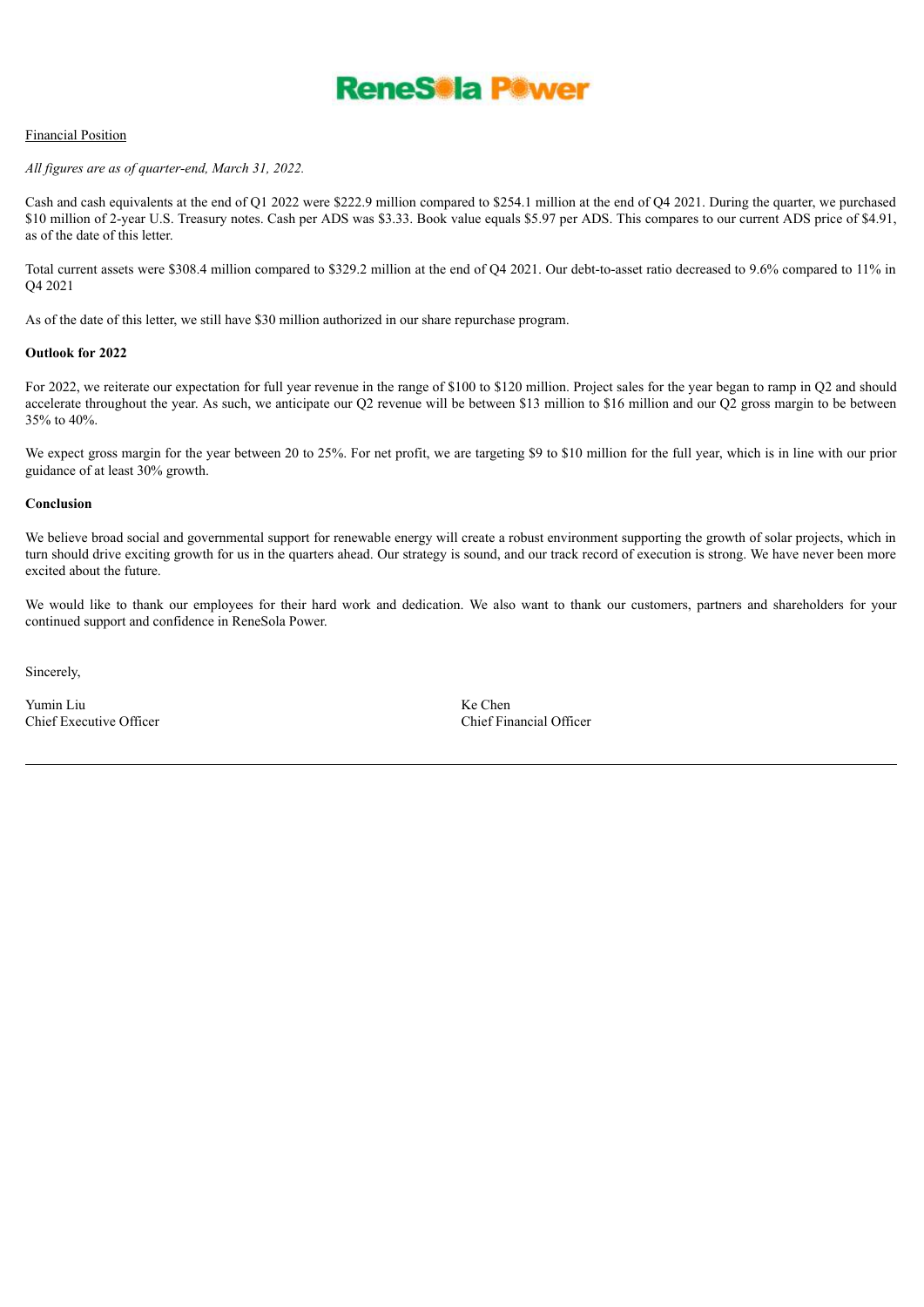Financial Position

*All figures are as of quarter-end, March 31, 2022.*

Cash and cash equivalents at the end of Q1 2022 were $222.9 million compared to $254.1 million at the end of Q4 2021. During the quarter, we purchased $10 million of 2-year U.S. Treasury notes. Cash per ADS was $3.33. Book value equals $5.97 per ADS. This compares to our current ADS price of $4.91, as of the date of this letter.

Total current assets were $308.4 million compared to $329.2 million at the end of Q4 2021. Our debt-to-asset ratio decreased to 9.6% compared to 11% in Q4 2021

As of the date of this letter, we still have $30 million authorized in our share repurchase program.

**Outlook for 2022**

For 2022, we reiterate our expectation for full year revenue in the range of $100 to $120 million. Project sales for the year began to ramp in Q2 and should accelerate throughout the year. As such, we anticipate our Q2 revenue will be between $13 million to $16 million and our Q2 gross margin to be between 35% to 40%.

We expect gross margin for the year between 20 to 25%. For net profit, we are targeting $9 to $10 million for the full year, which is in line with our prior guidance of at least 30% growth.

**Conclusion**

We believe broad social and governmental support for renewable energy will create a robust environment supporting the growth of solar projects, which in turn should drive exciting growth for us in the quarters ahead. Our strategy is sound, and our track record of execution is strong. We have never been more excited about the future.

We would like to thank our employees for their hard work and dedication. We also want to thank our customers, partners and shareholders for your continued support and confidence in ReneSola Power.

Sincerely,

Yumin Liu
Chief Executive Officer

Ke Chen
Chief Financial Officer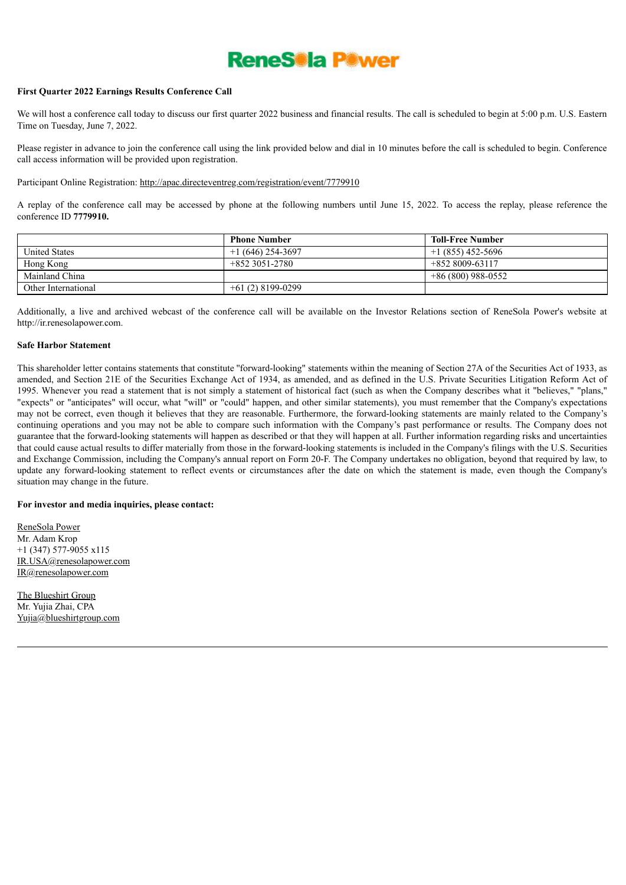ReneSola Power

**First Quarter 2022 Earnings Results Conference Call**

We will host a conference call today to discuss our first quarter 2022 business and financial results. The call is scheduled to begin at 5:00 p.m. U.S. Eastern Time on Tuesday, June 7, 2022.

Please register in advance to join the conference call using the link provided below and dial in 10 minutes before the call is scheduled to begin. Conference call access information will be provided upon registration.

Participant Online Registration: http://apac.directeventreg.com/registration/event/7779910

A replay of the conference call may be accessed by phone at the following numbers until June 15, 2022. To access the replay, please reference the conference ID **7779910.**

| | Phone Number | Toll-Free Number |
|---|---|---|
| United States | +1 (646) 254-3697 | +1 (855) 452-5696 |
| Hong Kong | +852 3051-2780 | +852 8009-63117 |
| Mainland China | | +86 (800) 988-0552 |
| Other International | +61 (2) 8199-0299 | |

Additionally, a live and archived webcast of the conference call will be available on the Investor Relations section of ReneSola Power's website at http://ir.renesolapower.com.

**Safe Harbor Statement**

This shareholder letter contains statements that constitute "forward-looking" statements within the meaning of Section 27A of the Securities Act of 1933, as amended, and Section 21E of the Securities Exchange Act of 1934, as amended, and as defined in the U.S. Private Securities Litigation Reform Act of 1995. Whenever you read a statement that is not simply a statement of historical fact (such as when the Company describes what it "believes," "plans," "expects" or "anticipates" will occur, what "will" or "could" happen, and other similar statements), you must remember that the Company's expectations may not be correct, even though it believes that they are reasonable. Furthermore, the forward-looking statements are mainly related to the Company's continuing operations and you may not be able to compare such information with the Company's past performance or results. The Company does not guarantee that the forward-looking statements will happen as described or that they will happen at all. Further information regarding risks and uncertainties that could cause actual results to differ materially from those in the forward-looking statements is included in the Company's filings with the U.S. Securities and Exchange Commission, including the Company's annual report on Form 20-F. The Company undertakes no obligation, beyond that required by law, to update any forward-looking statement to reflect events or circumstances after the date on which the statement is made, even though the Company's situation may change in the future.

**For investor and media inquiries, please contact:**

ReneSola Power
Mr. Adam Krop
+1 (347) 577-9055 x115
IR.USA@renesolapower.com
IR@renesolapower.com

The Blueshirt Group
Mr. Yujia Zhai, CPA
Yujia@blueshirtgroup.com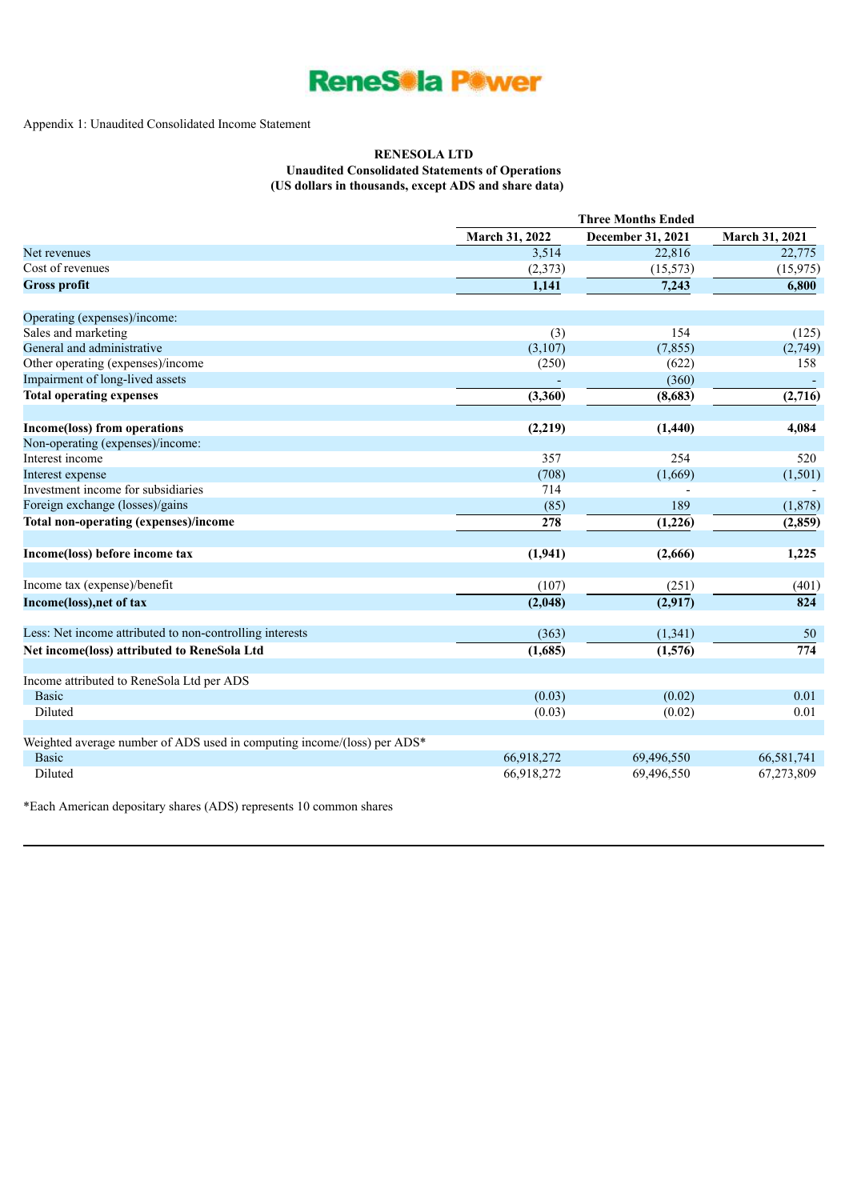ReneSola Power

Appendix 1: Unaudited Consolidated Income Statement

**RENESOLA LTD**
**Unaudited Consolidated Statements of Operations**
**(US dollars in thousands, except ADS and share data)**

| | Three Months Ended | | |
|---|---|---|---|
| | **March 31, 2022** | **December 31, 2021** | **March 31, 2021** |
| Net revenues | 3,514 | 22,816 | 22,775 |
| Cost of revenues | (2,373) | (15,573) | (15,975) |
| **Gross profit** | **1,141** | **7,243** | **6,800** |
| | | | |
| Operating (expenses)/income: | | | |
| Sales and marketing | (3) | 154 | (125) |
| General and administrative | (3,107) | (7,855) | (2,749) |
| Other operating (expenses)/income | (250) | (622) | 158 |
| Impairment of long-lived assets | - | (360) | - |
| **Total operating expenses** | **(3,360)** | **(8,683)** | **(2,716)** |
| | | | |
| **Income(loss) from operations** | **(2,219)** | **(1,440)** | **4,084** |
| Non-operating (expenses)/income: | | | |
| Interest income | 357 | 254 | 520 |
| Interest expense | (708) | (1,669) | (1,501) |
| Investment income for subsidiaries | 714 | - | - |
| Foreign exchange (losses)/gains | (85) | 189 | (1,878) |
| **Total non-operating (expenses)/income** | **278** | **(1,226)** | **(2,859)** |
| | | | |
| **Income(loss) before income tax** | **(1,941)** | **(2,666)** | **1,225** |
| | | | |
| Income tax (expense)/benefit | (107) | (251) | (401) |
| **Income(loss),net of tax** | **(2,048)** | **(2,917)** | **824** |
| | | | |
| Less: Net income attributed to non-controlling interests | (363) | (1,341) | 50 |
| **Net income(loss) attributed to ReneSola Ltd** | **(1,685)** | **(1,576)** | **774** |
| | | | |
| Income attributed to ReneSola Ltd per ADS | | | |
| Basic | (0.03) | (0.02) | 0.01 |
| Diluted | (0.03) | (0.02) | 0.01 |
| | | | |
| Weighted average number of ADS used in computing income/(loss) per ADS* | | | |
| Basic | 66,918,272 | 69,496,550 | 66,581,741 |
| Diluted | 66,918,272 | 69,496,550 | 67,273,809 |

*Each American depositary shares (ADS) represents 10 common shares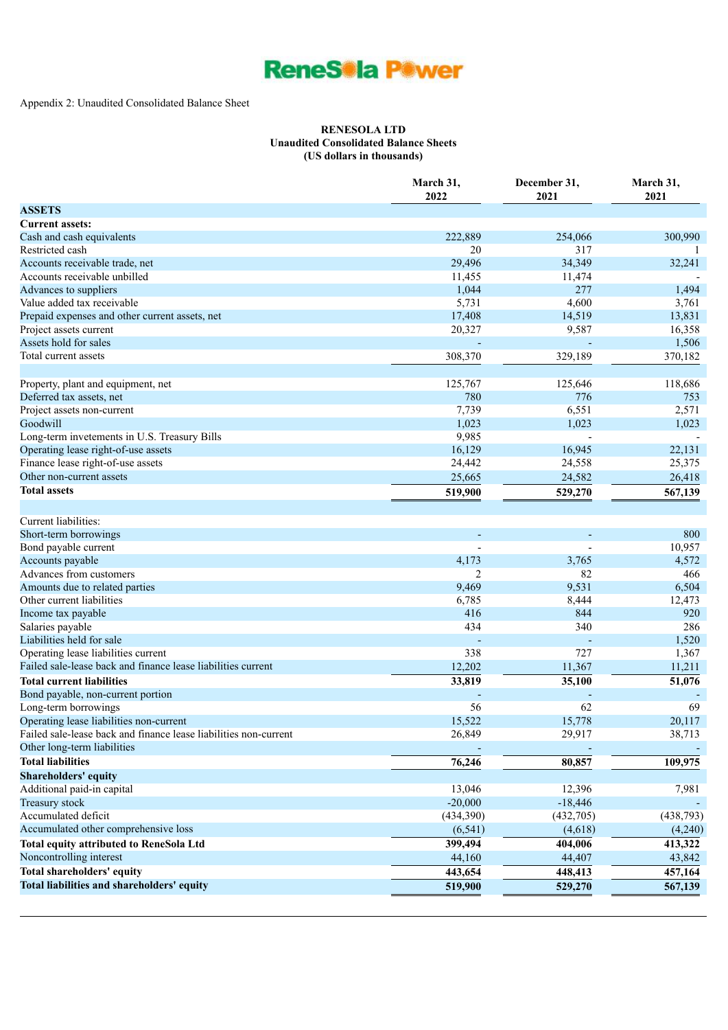ReneSola Power

Appendix 2: Unaudited Consolidated Balance Sheet

**RENESOLA LTD**
**Unaudited Consolidated Balance Sheets**
**(US dollars in thousands)**

| | March 31, 2022 | December 31, 2021 | March 31, 2021 |
|---|---|---|---|
| **ASSETS** | | | |
| **Current assets:** | | | |
| Cash and cash equivalents | 222,889 | 254,066 | 300,990 |
| Restricted cash | 20 | 317 | 1 |
| Accounts receivable trade, net | 29,496 | 34,349 | 32,241 |
| Accounts receivable unbilled | 11,455 | 11,474 | - |
| Advances to suppliers | 1,044 | 277 | 1,494 |
| Value added tax receivable | 5,731 | 4,600 | 3,761 |
| Prepaid expenses and other current assets, net | 17,408 | 14,519 | 13,831 |
| Project assets current | 20,327 | 9,587 | 16,358 |
| Assets hold for sales | - | - | 1,506 |
| Total current assets | 308,370 | 329,189 | 370,182 |
| | | | |
| Property, plant and equipment, net | 125,767 | 125,646 | 118,686 |
| Deferred tax assets, net | 780 | 776 | 753 |
| Project assets non-current | 7,739 | 6,551 | 2,571 |
| Goodwill | 1,023 | 1,023 | 1,023 |
| Long-term invetements in U.S. Treasury Bills | 9,985 | - | - |
| Operating lease right-of-use assets | 16,129 | 16,945 | 22,131 |
| Finance lease right-of-use assets | 24,442 | 24,558 | 25,375 |
| Other non-current assets | 25,665 | 24,582 | 26,418 |
| **Total assets** | **519,900** | **529,270** | **567,139** |
| | | | |
| Current liabilities: | | | |
| Short-term borrowings | - | - | 800 |
| Bond payable current | - | - | 10,957 |
| Accounts payable | 4,173 | 3,765 | 4,572 |
| Advances from customers | 2 | 82 | 466 |
| Amounts due to related parties | 9,469 | 9,531 | 6,504 |
| Other current liabilities | 6,785 | 8,444 | 12,473 |
| Income tax payable | 416 | 844 | 920 |
| Salaries payable | 434 | 340 | 286 |
| Liabilities held for sale | - | - | 1,520 |
| Operating lease liabilities current | 338 | 727 | 1,367 |
| Failed sale-lease back and finance lease liabilities current | 12,202 | 11,367 | 11,211 |
| **Total current liabilities** | **33,819** | **35,100** | **51,076** |
| Bond payable, non-current portion | - | - | - |
| Long-term borrowings | 56 | 62 | 69 |
| Operating lease liabilities non-current | 15,522 | 15,778 | 20,117 |
| Failed sale-lease back and finance lease liabilities non-current | 26,849 | 29,917 | 38,713 |
| Other long-term liabilities | - | - | - |
| **Total liabilities** | **76,246** | **80,857** | **109,975** |
| **Shareholders' equity** | | | |
| Additional paid-in capital | 13,046 | 12,396 | 7,981 |
| Treasury stock | -20,000 | -18,446 | - |
| Accumulated deficit | (434,390) | (432,705) | (438,793) |
| Accumulated other comprehensive loss | (6,541) | (4,618) | (4,240) |
| **Total equity attributed to ReneSola Ltd** | **399,494** | **404,006** | **413,322** |
| Noncontrolling interest | 44,160 | 44,407 | 43,842 |
| **Total shareholders' equity** | **443,654** | **448,413** | **457,164** |
| **Total liabilities and shareholders' equity** | **519,900** | **529,270** | **567,139** |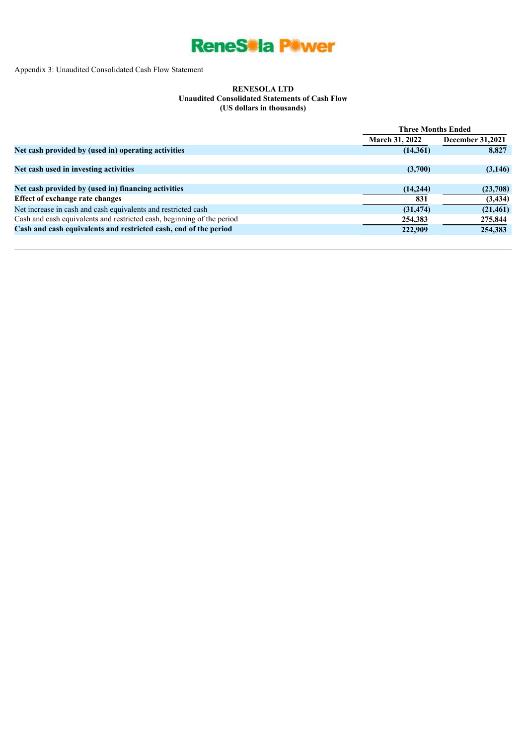Appendix 3: Unaudited Consolidated Cash Flow Statement

**RENESOLA LTD**
**Unaudited Consolidated Statements of Cash Flow**
**(US dollars in thousands)**

| | Three Months Ended | |
|---|---|---|
| | **March 31, 2022** | **December 31,2021** |
| **Net cash provided by (used in) operating activities** | **(14,361)** | **8,827** |
| **Net cash used in investing activities** | **(3,700)** | **(3,146)** |
| **Net cash provided by (used in) financing activities** | **(14,244)** | **(23,708)** |
| **Effect of exchange rate changes** | **831** | **(3,434)** |
| Net increase in cash and cash equivalents and restricted cash | **(31,474)** | **(21,461)** |
| Cash and cash equivalents and restricted cash, beginning of the period | **254,383** | **275,844** |
| **Cash and cash equivalents and restricted cash, end of the period** | **222,909** | **254,383** |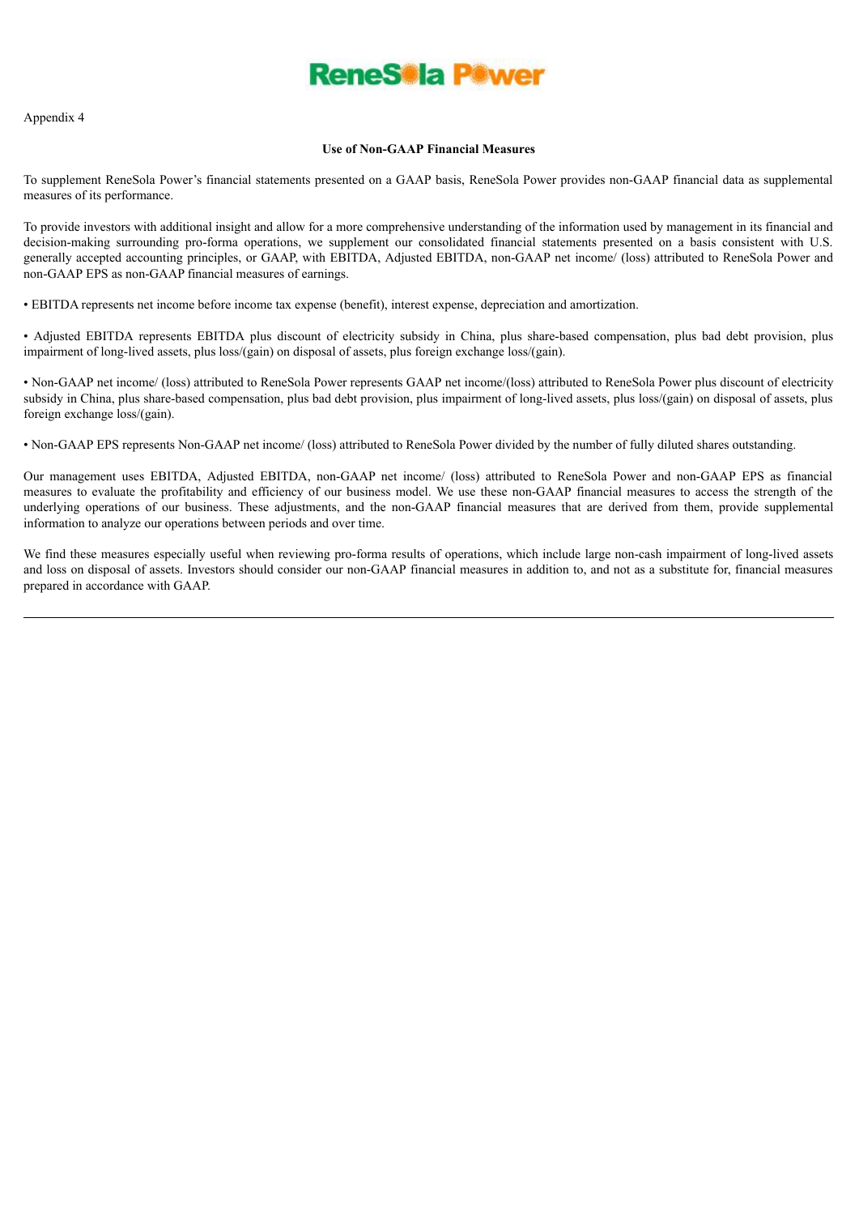Appendix 4

**Use of Non-GAAP Financial Measures**

To supplement ReneSola Power's financial statements presented on a GAAP basis, ReneSola Power provides non-GAAP financial data as supplemental measures of its performance.

To provide investors with additional insight and allow for a more comprehensive understanding of the information used by management in its financial and decision-making surrounding pro-forma operations, we supplement our consolidated financial statements presented on a basis consistent with U.S. generally accepted accounting principles, or GAAP, with EBITDA, Adjusted EBITDA, non-GAAP net income/ (loss) attributed to ReneSola Power and non-GAAP EPS as non-GAAP financial measures of earnings.

• EBITDA represents net income before income tax expense (benefit), interest expense, depreciation and amortization.

• Adjusted EBITDA represents EBITDA plus discount of electricity subsidy in China, plus share-based compensation, plus bad debt provision, plus impairment of long-lived assets, plus loss/(gain) on disposal of assets, plus foreign exchange loss/(gain).

• Non-GAAP net income/ (loss) attributed to ReneSola Power represents GAAP net income/(loss) attributed to ReneSola Power plus discount of electricity subsidy in China, plus share-based compensation, plus bad debt provision, plus impairment of long-lived assets, plus loss/(gain) on disposal of assets, plus foreign exchange loss/(gain).

• Non-GAAP EPS represents Non-GAAP net income/ (loss) attributed to ReneSola Power divided by the number of fully diluted shares outstanding.

Our management uses EBITDA, Adjusted EBITDA, non-GAAP net income/ (loss) attributed to ReneSola Power and non-GAAP EPS as financial measures to evaluate the profitability and efficiency of our business model. We use these non-GAAP financial measures to access the strength of the underlying operations of our business. These adjustments, and the non-GAAP financial measures that are derived from them, provide supplemental information to analyze our operations between periods and over time.

We find these measures especially useful when reviewing pro-forma results of operations, which include large non-cash impairment of long-lived assets and loss on disposal of assets. Investors should consider our non-GAAP financial measures in addition to, and not as a substitute for, financial measures prepared in accordance with GAAP.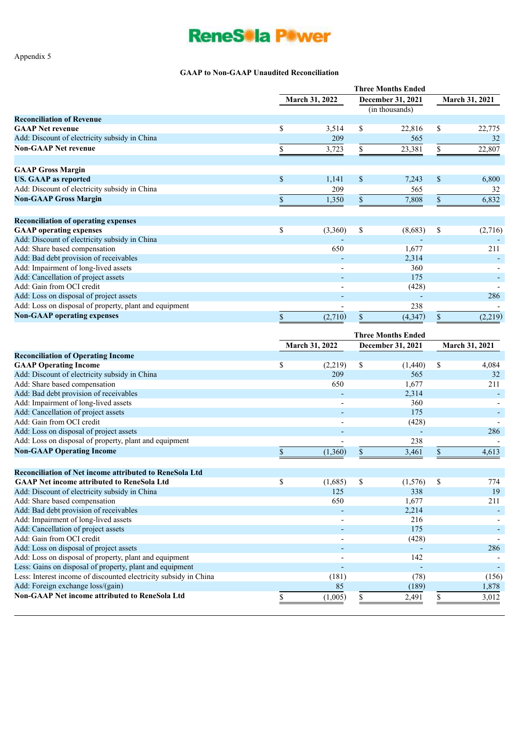ReneSola Power

Appendix 5

**GAAP to Non-GAAP Unaudited Reconciliation**

| | Three Months Ended | | |
|---|---|---|---|
| | March 31, 2022 | December 31, 2021 (in thousands) | March 31, 2021 |
| **Reconciliation of Revenue** | | | |
| **GAAP Net revenue** | $ 3,514 | $ 22,816 | $ 22,775 |
| Add: Discount of electricity subsidy in China | 209 | 565 | 32 |
| **Non-GAAP Net revenue** | $ 3,723 | $ 23,381 | $ 22,807 |
| | | | |
| **GAAP Gross Margin** | | | |
| **US. GAAP as reported** | $ 1,141 | $ 7,243 | $ 6,800 |
| Add: Discount of electricity subsidy in China | 209 | 565 | 32 |
| **Non-GAAP Gross Margin** | $ 1,350 | $ 7,808 | $ 6,832 |
| | | | |
| **Reconciliation of operating expenses** | | | |
| **GAAP operating expenses** | $ (3,360) | $ (8,683) | $ (2,716) |
| Add: Discount of electricity subsidy in China | - | - | - |
| Add: Share based compensation | 650 | 1,677 | 211 |
| Add: Bad debt provision of receivables | - | 2,314 | - |
| Add: Impairment of long-lived assets | - | 360 | - |
| Add: Cancellation of project assets | - | 175 | - |
| Add: Gain from OCI credit | - | (428) | - |
| Add: Loss on disposal of project assets | - | - | 286 |
| Add: Loss on disposal of property, plant and equipment | - | 238 | - |
| **Non-GAAP operating expenses** | $ (2,710) | $ (4,347) | $ (2,219) |

| | Three Months Ended | | |
|---|---|---|---|
| | March 31, 2022 | December 31, 2021 | March 31, 2021 |
| **Reconciliation of Operating Income** | | | |
| **GAAP Operating Income** | $ (2,219) | $ (1,440) | $ 4,084 |
| Add: Discount of electricity subsidy in China | 209 | 565 | 32 |
| Add: Share based compensation | 650 | 1,677 | 211 |
| Add: Bad debt provision of receivables | - | 2,314 | - |
| Add: Impairment of long-lived assets | - | 360 | - |
| Add: Cancellation of project assets | - | 175 | - |
| Add: Gain from OCI credit | - | (428) | - |
| Add: Loss on disposal of project assets | - | - | 286 |
| Add: Loss on disposal of property, plant and equipment | - | 238 | - |
| **Non-GAAP Operating Income** | $ (1,360) | $ 3,461 | $ 4,613 |
| | | | |
| **Reconciliation of Net income attributed to ReneSola Ltd** | | | |
| **GAAP Net income attributed to ReneSola Ltd** | $ (1,685) | $ (1,576) | $ 774 |
| Add: Discount of electricity subsidy in China | 125 | 338 | 19 |
| Add: Share based compensation | 650 | 1,677 | 211 |
| Add: Bad debt provision of receivables | - | 2,214 | - |
| Add: Impairment of long-lived assets | - | 216 | - |
| Add: Cancellation of project assets | - | 175 | - |
| Add: Gain from OCI credit | - | (428) | - |
| Add: Loss on disposal of project assets | - | - | 286 |
| Add: Loss on disposal of property, plant and equipment | - | 142 | - |
| Less: Gains on disposal of property, plant and equipment | - | - | - |
| Less: Interest income of discounted electricity subsidy in China | (181) | (78) | (156) |
| Add: Foreign exchange loss/(gain) | 85 | (189) | 1,878 |
| **Non-GAAP Net income attributed to ReneSola Ltd** | $ (1,005) | $ 2,491 | $ 3,012 |